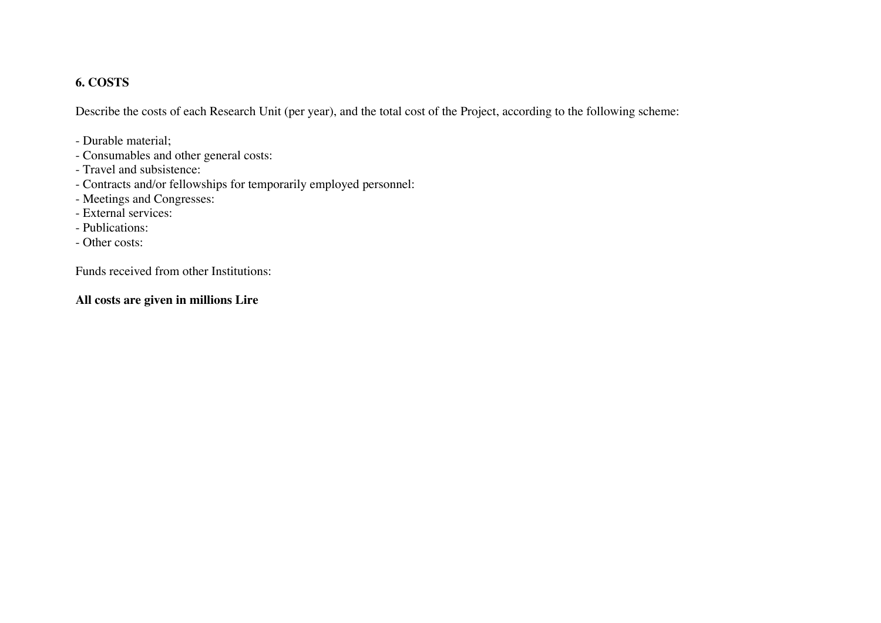## 6. COSTS

Describe the costs of each Research Unit (per year), and the total cost of the Project, according to the following scheme:

- Durable material;
- Consumables and other general costs:
- Travel and subsistence:
- Contracts and/or fellowships for temporarily employed personnel:
- Meetings and Congresses:
- External services:
- Publications:
- Other costs:

Funds received from other Institutions:

**All costs are given in millions Lire**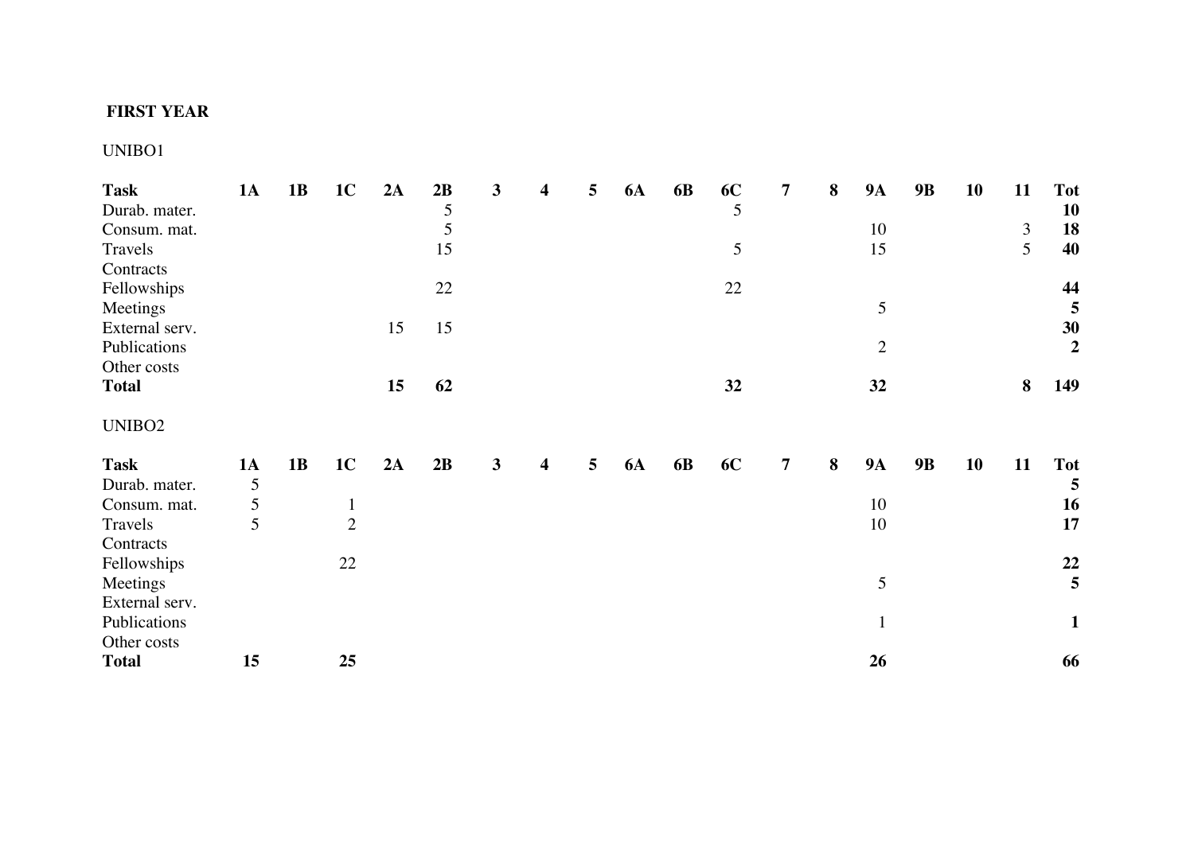**FIRST YEAR**

UNIBO1

| **Task** | **1A** | **1B** | **1C** | **2A** | **2B** | **3** | **4** | **5** | **6A** | **6B** | **6C** | **7** | **8** | **9A** | **9B** | **10** | **11** | **Tot** |
|---|---|---|---|---|---|---|---|---|---|---|---|---|---|---|---|---|---|---|
| Durab. mater. | | | | | 5 | | | | | | 5 | | | | | | | **10** |
| Consum. mat. | | | | | 5 | | | | | | | | | 10 | | | 3 | **18** |
| Travels | | | | | 15 | | | | | | 5 | | | 15 | | | 5 | **40** |
| Contracts | | | | | | | | | | | | | | | | | | |
| Fellowships | | | | | 22 | | | | | | 22 | | | | | | | **44** |
| Meetings | | | | | | | | | | | | | | 5 | | | | **5** |
| External serv. | | | | 15 | 15 | | | | | | | | | | | | | **30** |
| Publications | | | | | | | | | | | | | | 2 | | | | **2** |
| Other costs | | | | | | | | | | | | | | | | | | |
| **Total** | | | | **15** | **62** | | | | | | **32** | | | **32** | | | **8** | **149** |

UNIBO2

| **Task** | **1A** | **1B** | **1C** | **2A** | **2B** | **3** | **4** | **5** | **6A** | **6B** | **6C** | **7** | **8** | **9A** | **9B** | **10** | **11** | **Tot** |
|---|---|---|---|---|---|---|---|---|---|---|---|---|---|---|---|---|---|---|
| Durab. mater. | 5 | | | | | | | | | | | | | | | | | **5** |
| Consum. mat. | 5 | | 1 | | | | | | | | | | | 10 | | | | **16** |
| Travels | 5 | | 2 | | | | | | | | | | | 10 | | | | **17** |
| Contracts | | | | | | | | | | | | | | | | | | |
| Fellowships | | | 22 | | | | | | | | | | | | | | | **22** |
| Meetings | | | | | | | | | | | | | | 5 | | | | **5** |
| External serv. | | | | | | | | | | | | | | | | | | |
| Publications | | | | | | | | | | | | | | 1 | | | | **1** |
| Other costs | | | | | | | | | | | | | | | | | | |
| **Total** | **15** | | **25** | | | | | | | | | | | **26** | | | | **66** |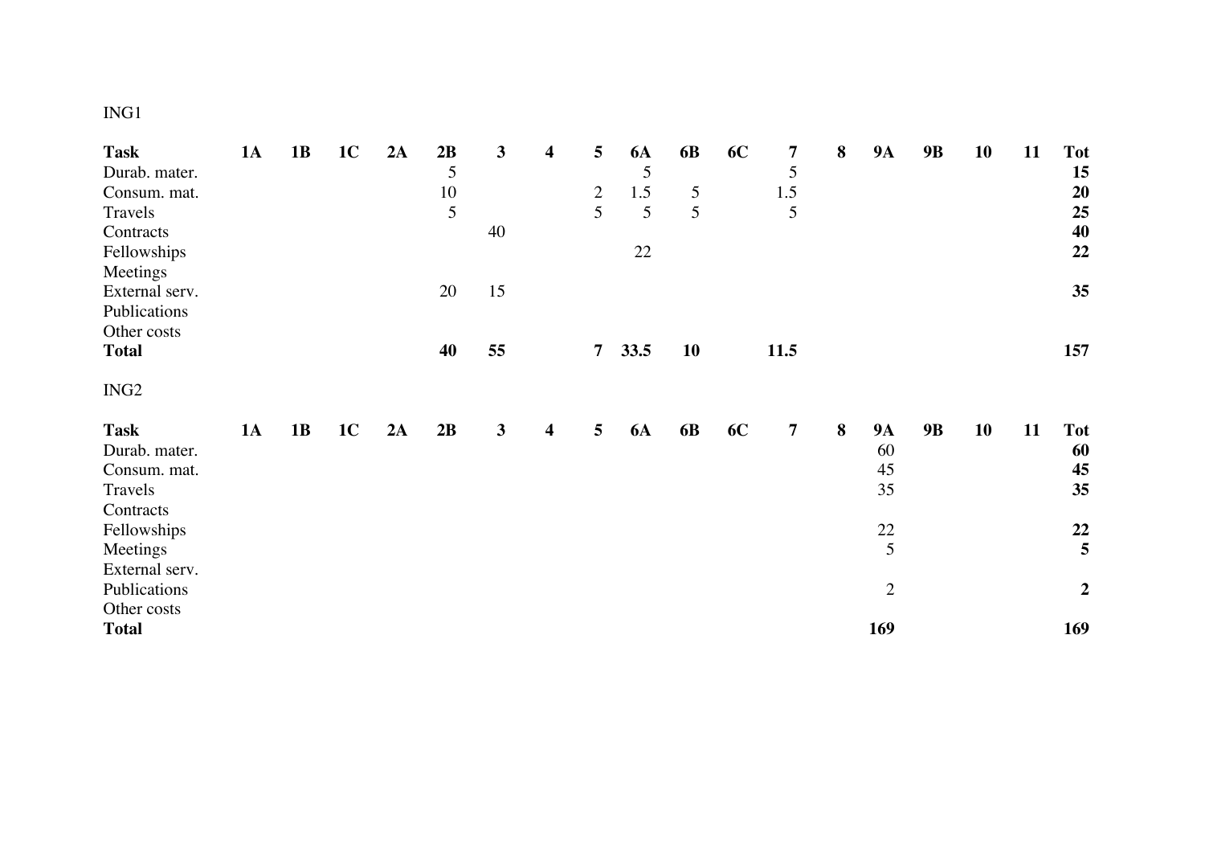ING1

| **Task** | **1A** | **1B** | **1C** | **2A** | **2B** | **3** | **4** | **5** | **6A** | **6B** | **6C** | **7** | **8** | **9A** | **9B** | **10** | **11** | **Tot** |
|---|---|---|---|---|---|---|---|---|---|---|---|---|---|---|---|---|---|---|
| Durab. mater. | | | | | 5 | | | | 5 | | | 5 | | | | | | **15** |
| Consum. mat. | | | | | 10 | | | 2 | 1.5 | 5 | | 1.5 | | | | | | **20** |
| Travels | | | | | 5 | | | 5 | 5 | 5 | | 5 | | | | | | **25** |
| Contracts | | | | | | 40 | | | | | | | | | | | | **40** |
| Fellowships | | | | | | | | | 22 | | | | | | | | | **22** |
| Meetings | | | | | | | | | | | | | | | | | | |
| External serv. | | | | | 20 | 15 | | | | | | | | | | | | **35** |
| Publications | | | | | | | | | | | | | | | | | | |
| Other costs | | | | | | | | | | | | | | | | | | |
| **Total** | | | | | **40** | **55** | | **7** | **33.5** | **10** | | **11.5** | | | | | | **157** |

ING2

| **Task** | **1A** | **1B** | **1C** | **2A** | **2B** | **3** | **4** | **5** | **6A** | **6B** | **6C** | **7** | **8** | **9A** | **9B** | **10** | **11** | **Tot** |
|---|---|---|---|---|---|---|---|---|---|---|---|---|---|---|---|---|---|---|
| Durab. mater. | | | | | | | | | | | | | | 60 | | | | **60** |
| Consum. mat. | | | | | | | | | | | | | | 45 | | | | **45** |
| Travels | | | | | | | | | | | | | | 35 | | | | **35** |
| Contracts | | | | | | | | | | | | | | | | | | |
| Fellowships | | | | | | | | | | | | | | 22 | | | | **22** |
| Meetings | | | | | | | | | | | | | | 5 | | | | **5** |
| External serv. | | | | | | | | | | | | | | | | | | |
| Publications | | | | | | | | | | | | | | 2 | | | | **2** |
| Other costs | | | | | | | | | | | | | | | | | | |
| **Total** | | | | | | | | | | | | | | **169** | | | | **169** |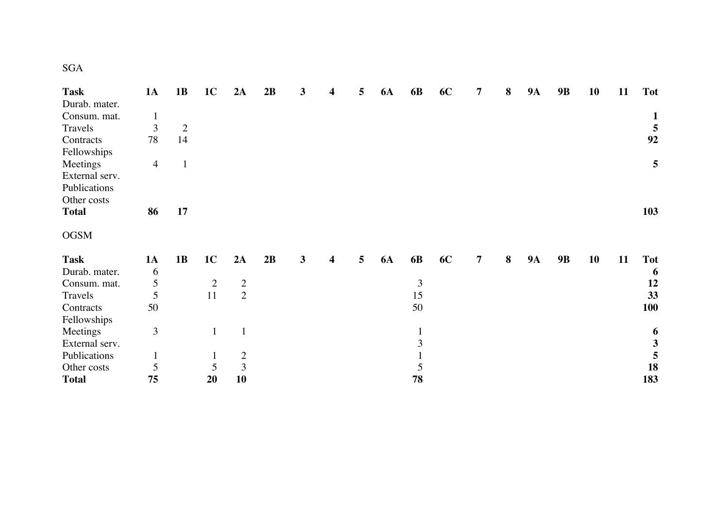SGA

| **Task** | **1A** | **1B** | **1C** | **2A** | **2B** | **3** | **4** | **5** | **6A** | **6B** | **6C** | **7** | **8** | **9A** | **9B** | **10** | **11** | **Tot** |
|---|---|---|---|---|---|---|---|---|---|---|---|---|---|---|---|---|---|---|
| Durab. mater. | | | | | | | | | | | | | | | | | | |
| Consum. mat. | 1 | | | | | | | | | | | | | | | | | **1** |
| Travels | 3 | 2 | | | | | | | | | | | | | | | | **5** |
| Contracts | 78 | 14 | | | | | | | | | | | | | | | | **92** |
| Fellowships | | | | | | | | | | | | | | | | | | |
| Meetings | 4 | 1 | | | | | | | | | | | | | | | | **5** |
| External serv. | | | | | | | | | | | | | | | | | | |
| Publications | | | | | | | | | | | | | | | | | | |
| Other costs | | | | | | | | | | | | | | | | | | |
| **Total** | **86** | **17** | | | | | | | | | | | | | | | | **103** |

OGSM

| **Task** | **1A** | **1B** | **1C** | **2A** | **2B** | **3** | **4** | **5** | **6A** | **6B** | **6C** | **7** | **8** | **9A** | **9B** | **10** | **11** | **Tot** |
|---|---|---|---|---|---|---|---|---|---|---|---|---|---|---|---|---|---|---|
| Durab. mater. | 6 | | | | | | | | | | | | | | | | | **6** |
| Consum. mat. | 5 | | 2 | 2 | | | | | | 3 | | | | | | | | **12** |
| Travels | 5 | | 11 | 2 | | | | | | 15 | | | | | | | | **33** |
| Contracts | 50 | | | | | | | | | 50 | | | | | | | | **100** |
| Fellowships | | | | | | | | | | | | | | | | | | |
| Meetings | 3 | | 1 | 1 | | | | | | 1 | | | | | | | | **6** |
| External serv. | | | | | | | | | | 3 | | | | | | | | **3** |
| Publications | 1 | | 1 | 2 | | | | | | 1 | | | | | | | | **5** |
| Other costs | 5 | | 5 | 3 | | | | | | 5 | | | | | | | | **18** |
| **Total** | **75** | | **20** | **10** | | | | | | **78** | | | | | | | | **183** |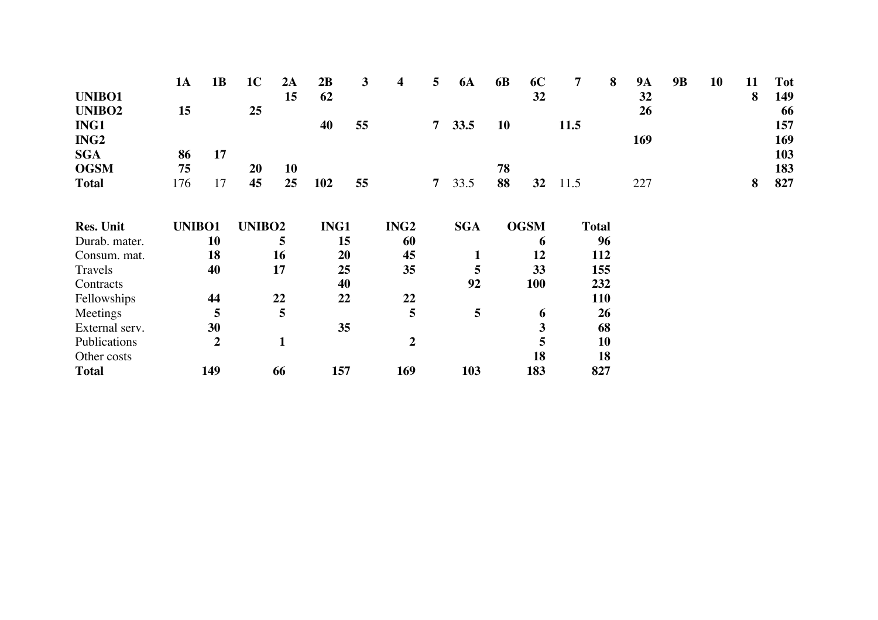| | 1A | 1B | 1C | 2A | 2B | 3 | 4 | 5 | 6A | 6B | 6C | 7 | 8 | 9A | 9B | 10 | 11 | Tot |
|---|---|---|---|---|---|---|---|---|---|---|---|---|---|---|---|---|---|---|
| **UNIBO1** | | | | **15** | **62** | | | | | | **32** | | | **32** | | | **8** | **149** |
| **UNIBO2** | **15** | | **25** | | | | | | | | | | | **26** | | | | **66** |
| **ING1** | | | | | **40** | **55** | | **7** | **33.5** | **10** | | **11.5** | | | | | | **157** |
| **ING2** | | | | | | | | | | | | | | **169** | | | | **169** |
| **SGA** | **86** | **17** | | | | | | | | | | | | | | | | **103** |
| **OGSM** | **75** | | **20** | **10** | | | | | | **78** | | | | | | | | **183** |
| **Total** | 176 | 17 | **45** | **25** | **102** | **55** | | **7** | 33.5 | **88** | **32** | 11.5 | | 227 | | | **8** | **827** |

| **Res. Unit** | **UNIBO1** | **UNIBO2** | **ING1** | **ING2** | **SGA** | **OGSM** | **Total** |
|---|---|---|---|---|---|---|---|
| Durab. mater. | **10** | **5** | **15** | **60** | | **6** | **96** |
| Consum. mat. | **18** | **16** | **20** | **45** | **1** | **12** | **112** |
| Travels | **40** | **17** | **25** | **35** | **5** | **33** | **155** |
| Contracts | | | **40** | | **92** | **100** | **232** |
| Fellowships | **44** | **22** | **22** | **22** | | | **110** |
| Meetings | **5** | **5** | | **5** | **5** | **6** | **26** |
| External serv. | **30** | | **35** | | | **3** | **68** |
| Publications | **2** | **1** | | **2** | | **5** | **10** |
| Other costs | | | | | | **18** | **18** |
| **Total** | **149** | **66** | **157** | **169** | **103** | **183** | **827** |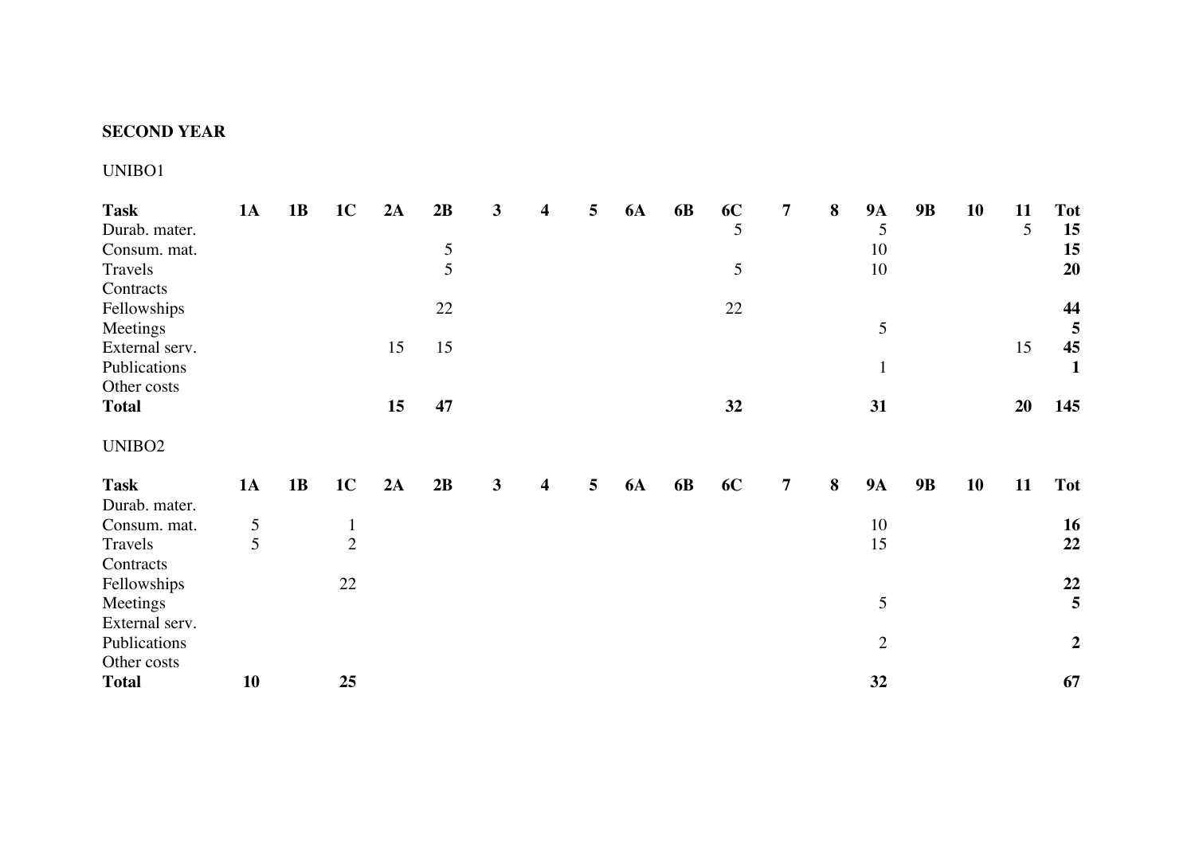**SECOND YEAR**

UNIBO1

| **Task** | **1A** | **1B** | **1C** | **2A** | **2B** | **3** | **4** | **5** | **6A** | **6B** | **6C** | **7** | **8** | **9A** | **9B** | **10** | **11** | **Tot** |
|---|---|---|---|---|---|---|---|---|---|---|---|---|---|---|---|---|---|---|
| Durab. mater. | | | | | | | | | | | 5 | | | 5 | | | 5 | **15** |
| Consum. mat. | | | | | 5 | | | | | | | | | 10 | | | | **15** |
| Travels | | | | | 5 | | | | | | 5 | | | 10 | | | | **20** |
| Contracts | | | | | | | | | | | | | | | | | | |
| Fellowships | | | | | 22 | | | | | | 22 | | | | | | | **44** |
| Meetings | | | | | | | | | | | | | | 5 | | | | **5** |
| External serv. | | | | 15 | 15 | | | | | | | | | | | | 15 | **45** |
| Publications | | | | | | | | | | | | | | 1 | | | | **1** |
| Other costs | | | | | | | | | | | | | | | | | | |
| **Total** | | | | **15** | **47** | | | | | | **32** | | | **31** | | | **20** | **145** |

UNIBO2

| **Task** | **1A** | **1B** | **1C** | **2A** | **2B** | **3** | **4** | **5** | **6A** | **6B** | **6C** | **7** | **8** | **9A** | **9B** | **10** | **11** | **Tot** |
|---|---|---|---|---|---|---|---|---|---|---|---|---|---|---|---|---|---|---|
| Durab. mater. | | | | | | | | | | | | | | | | | | |
| Consum. mat. | 5 | | 1 | | | | | | | | | | | 10 | | | | **16** |
| Travels | 5 | | 2 | | | | | | | | | | | 15 | | | | **22** |
| Contracts | | | | | | | | | | | | | | | | | | |
| Fellowships | | | 22 | | | | | | | | | | | | | | | **22** |
| Meetings | | | | | | | | | | | | | | 5 | | | | **5** |
| External serv. | | | | | | | | | | | | | | | | | | |
| Publications | | | | | | | | | | | | | | 2 | | | | **2** |
| Other costs | | | | | | | | | | | | | | | | | | |
| **Total** | **10** | | **25** | | | | | | | | | | | **32** | | | | **67** |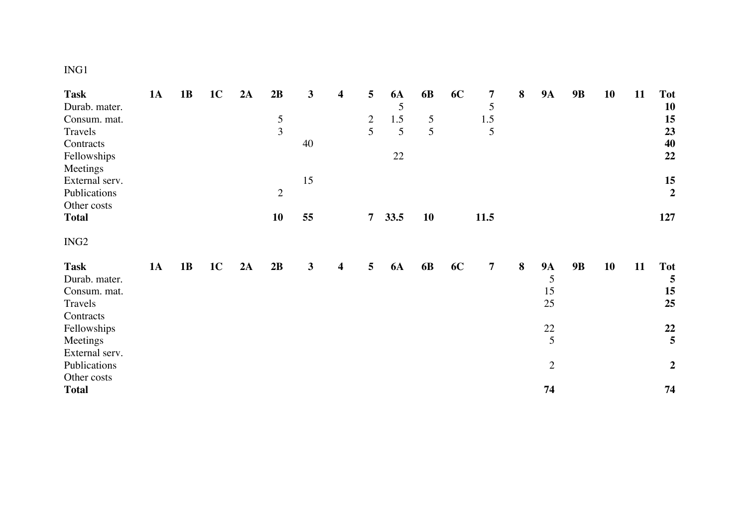ING1

| **Task** | **1A** | **1B** | **1C** | **2A** | **2B** | **3** | **4** | **5** | **6A** | **6B** | **6C** | **7** | **8** | **9A** | **9B** | **10** | **11** | **Tot** |
|---|---|---|---|---|---|---|---|---|---|---|---|---|---|---|---|---|---|---|
| Durab. mater. | | | | | | | | | 5 | | | 5 | | | | | | **10** |
| Consum. mat. | | | | | 5 | | | 2 | 1.5 | 5 | | 1.5 | | | | | | **15** |
| Travels | | | | | 3 | | | 5 | 5 | 5 | | 5 | | | | | | **23** |
| Contracts | | | | | | 40 | | | | | | | | | | | | **40** |
| Fellowships | | | | | | | | | 22 | | | | | | | | | **22** |
| Meetings | | | | | | | | | | | | | | | | | | |
| External serv. | | | | | | 15 | | | | | | | | | | | | **15** |
| Publications | | | | | 2 | | | | | | | | | | | | | **2** |
| Other costs | | | | | | | | | | | | | | | | | | |
| **Total** | | | | | **10** | **55** | | **7** | **33.5** | **10** | | **11.5** | | | | | | **127** |

ING2

| **Task** | **1A** | **1B** | **1C** | **2A** | **2B** | **3** | **4** | **5** | **6A** | **6B** | **6C** | **7** | **8** | **9A** | **9B** | **10** | **11** | **Tot** |
|---|---|---|---|---|---|---|---|---|---|---|---|---|---|---|---|---|---|---|
| Durab. mater. | | | | | | | | | | | | | | 5 | | | | **5** |
| Consum. mat. | | | | | | | | | | | | | | 15 | | | | **15** |
| Travels | | | | | | | | | | | | | | 25 | | | | **25** |
| Contracts | | | | | | | | | | | | | | | | | | |
| Fellowships | | | | | | | | | | | | | | 22 | | | | **22** |
| Meetings | | | | | | | | | | | | | | 5 | | | | **5** |
| External serv. | | | | | | | | | | | | | | | | | | |
| Publications | | | | | | | | | | | | | | 2 | | | | **2** |
| Other costs | | | | | | | | | | | | | | | | | | |
| **Total** | | | | | | | | | | | | | | **74** | | | | **74** |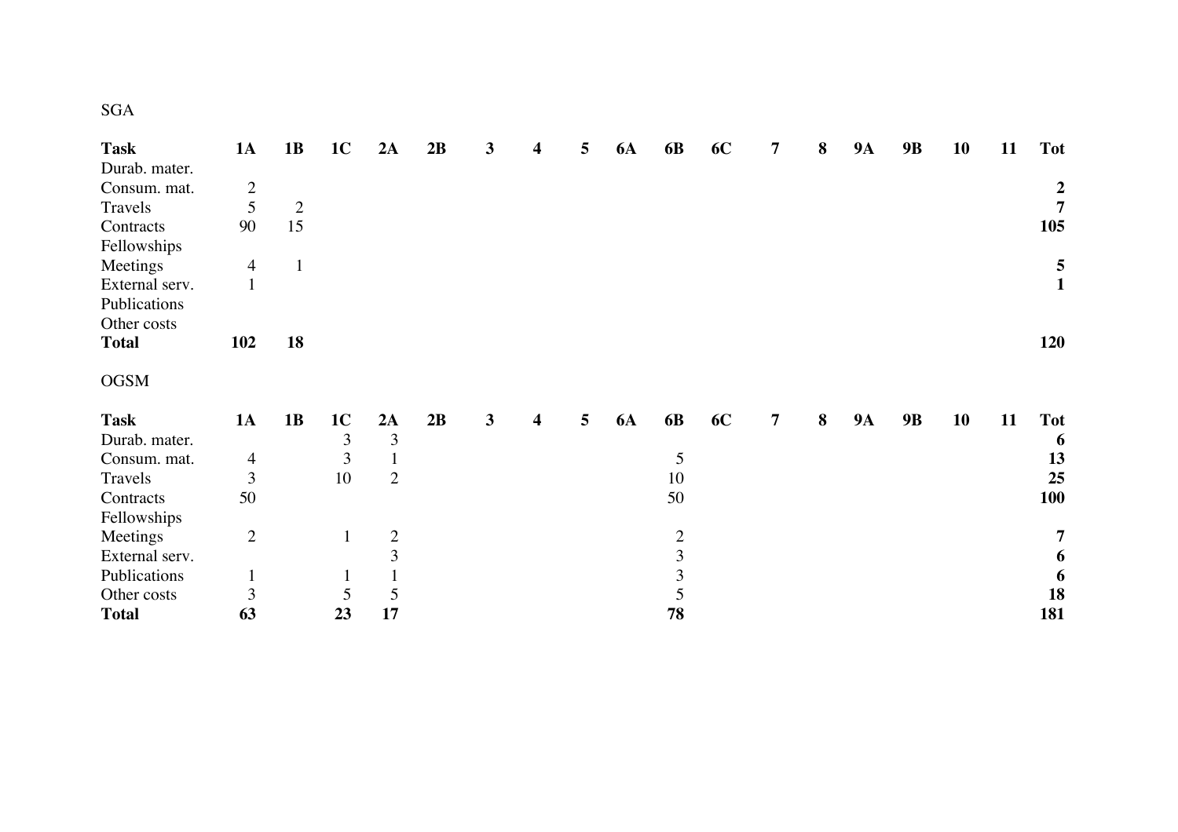SGA

| **Task** | **1A** | **1B** | **1C** | **2A** | **2B** | **3** | **4** | **5** | **6A** | **6B** | **6C** | **7** | **8** | **9A** | **9B** | **10** | **11** | **Tot** |
|---|---|---|---|---|---|---|---|---|---|---|---|---|---|---|---|---|---|---|
| Durab. mater. | | | | | | | | | | | | | | | | | | |
| Consum. mat. | 2 | | | | | | | | | | | | | | | | | **2** |
| Travels | 5 | 2 | | | | | | | | | | | | | | | | **7** |
| Contracts | 90 | 15 | | | | | | | | | | | | | | | | **105** |
| Fellowships | | | | | | | | | | | | | | | | | | |
| Meetings | 4 | 1 | | | | | | | | | | | | | | | | **5** |
| External serv. | 1 | | | | | | | | | | | | | | | | | **1** |
| Publications | | | | | | | | | | | | | | | | | | |
| Other costs | | | | | | | | | | | | | | | | | | |
| **Total** | **102** | **18** | | | | | | | | | | | | | | | | **120** |

OGSM

| **Task** | **1A** | **1B** | **1C** | **2A** | **2B** | **3** | **4** | **5** | **6A** | **6B** | **6C** | **7** | **8** | **9A** | **9B** | **10** | **11** | **Tot** |
|---|---|---|---|---|---|---|---|---|---|---|---|---|---|---|---|---|---|---|
| Durab. mater. | | | 3 | 3 | | | | | | | | | | | | | | **6** |
| Consum. mat. | 4 | | 3 | 1 | | | | | | 5 | | | | | | | | **13** |
| Travels | 3 | | 10 | 2 | | | | | | 10 | | | | | | | | **25** |
| Contracts | 50 | | | | | | | | | 50 | | | | | | | | **100** |
| Fellowships | | | | | | | | | | | | | | | | | | |
| Meetings | 2 | | 1 | 2 | | | | | | 2 | | | | | | | | **7** |
| External serv. | | | | 3 | | | | | | 3 | | | | | | | | **6** |
| Publications | 1 | | 1 | 1 | | | | | | 3 | | | | | | | | **6** |
| Other costs | 3 | | 5 | 5 | | | | | | 5 | | | | | | | | **18** |
| **Total** | **63** | | **23** | **17** | | | | | | **78** | | | | | | | | **181** |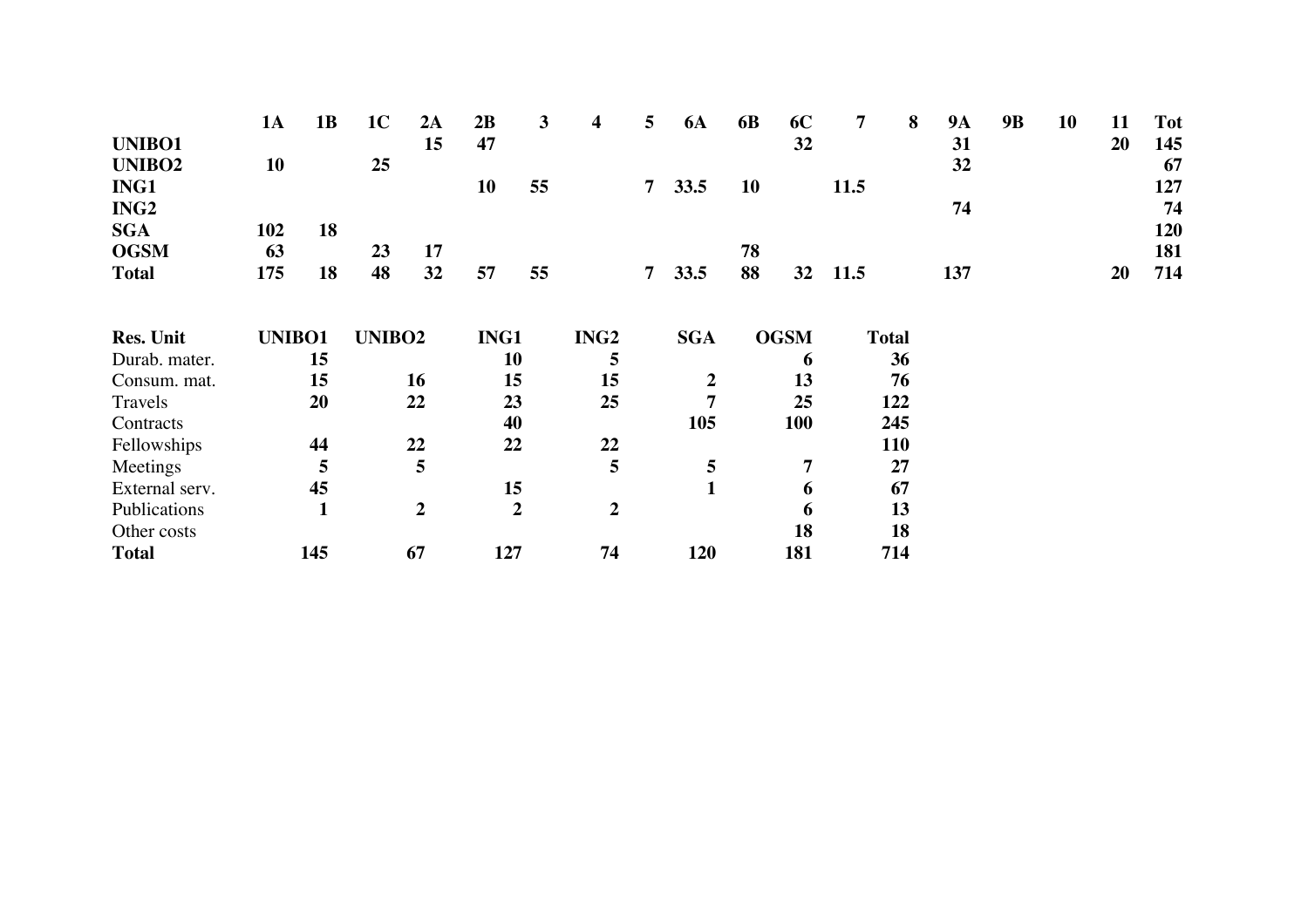| | 1A | 1B | 1C | 2A | 2B | 3 | 4 | 5 | 6A | 6B | 6C | 7 | 8 | 9A | 9B | 10 | 11 | Tot |
|---|---|---|---|---|---|---|---|---|---|---|---|---|---|---|---|---|---|---|
| **UNIBO1** | | | | **15** | **47** | | | | | | **32** | | | **31** | | | **20** | **145** |
| **UNIBO2** | **10** | | **25** | | | | | | | | | | | **32** | | | | **67** |
| **ING1** | | | | | **10** | **55** | | **7** | **33.5** | **10** | | **11.5** | | | | | | **127** |
| **ING2** | | | | | | | | | | | | | | **74** | | | | **74** |
| **SGA** | **102** | **18** | | | | | | | | | | | | | | | | **120** |
| **OGSM** | **63** | | **23** | **17** | | | | | | **78** | | | | | | | | **181** |
| **Total** | **175** | **18** | **48** | **32** | **57** | **55** | | **7** | **33.5** | **88** | **32** | **11.5** | | **137** | | | **20** | **714** |

| **Res. Unit** | **UNIBO1** | **UNIBO2** | **ING1** | **ING2** | **SGA** | **OGSM** | **Total** |
|---|---|---|---|---|---|---|---|
| Durab. mater. | **15** | | **10** | **5** | | **6** | **36** |
| Consum. mat. | **15** | **16** | **15** | **15** | **2** | **13** | **76** |
| Travels | **20** | **22** | **23** | **25** | **7** | **25** | **122** |
| Contracts | | | **40** | | **105** | **100** | **245** |
| Fellowships | **44** | **22** | **22** | **22** | | | **110** |
| Meetings | **5** | **5** | | **5** | **5** | **7** | **27** |
| External serv. | **45** | | **15** | | **1** | **6** | **67** |
| Publications | **1** | **2** | **2** | **2** | | **6** | **13** |
| Other costs | | | | | | **18** | **18** |
| **Total** | **145** | **67** | **127** | **74** | **120** | **181** | **714** |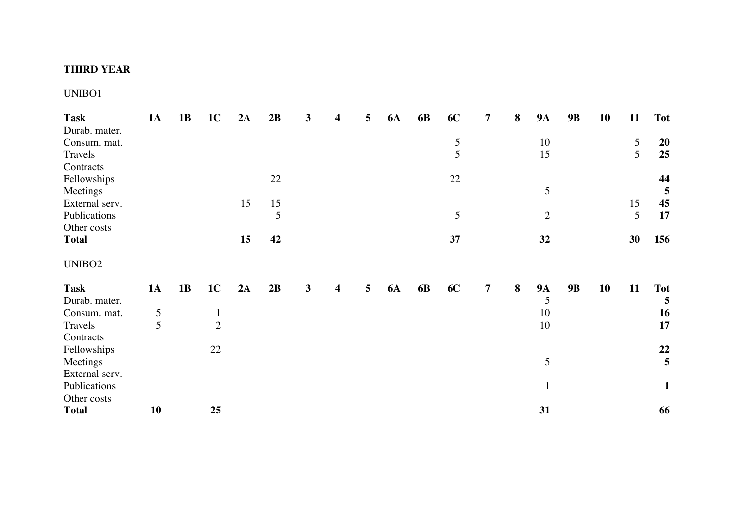**THIRD YEAR**

UNIBO1

| **Task** | **1A** | **1B** | **1C** | **2A** | **2B** | **3** | **4** | **5** | **6A** | **6B** | **6C** | **7** | **8** | **9A** | **9B** | **10** | **11** | **Tot** |
|---|---|---|---|---|---|---|---|---|---|---|---|---|---|---|---|---|---|---|
| Durab. mater. | | | | | | | | | | | | | | | | | | |
| Consum. mat. | | | | | | | | | | | 5 | | | 10 | | | 5 | **20** |
| Travels | | | | | | | | | | | 5 | | | 15 | | | 5 | **25** |
| Contracts | | | | | | | | | | | | | | | | | | |
| Fellowships | | | | | 22 | | | | | | 22 | | | | | | | **44** |
| Meetings | | | | | | | | | | | | | | 5 | | | | **5** |
| External serv. | | | | 15 | 15 | | | | | | | | | | | | 15 | **45** |
| Publications | | | | | 5 | | | | | | 5 | | | 2 | | | 5 | **17** |
| Other costs | | | | | | | | | | | | | | | | | | |
| **Total** | | | | **15** | **42** | | | | | | **37** | | | **32** | | | **30** | **156** |

UNIBO2

| **Task** | **1A** | **1B** | **1C** | **2A** | **2B** | **3** | **4** | **5** | **6A** | **6B** | **6C** | **7** | **8** | **9A** | **9B** | **10** | **11** | **Tot** |
|---|---|---|---|---|---|---|---|---|---|---|---|---|---|---|---|---|---|---|
| Durab. mater. | | | | | | | | | | | | | | 5 | | | | **5** |
| Consum. mat. | 5 | | 1 | | | | | | | | | | | 10 | | | | **16** |
| Travels | 5 | | 2 | | | | | | | | | | | 10 | | | | **17** |
| Contracts | | | | | | | | | | | | | | | | | | |
| Fellowships | | | 22 | | | | | | | | | | | | | | | **22** |
| Meetings | | | | | | | | | | | | | | 5 | | | | **5** |
| External serv. | | | | | | | | | | | | | | | | | | |
| Publications | | | | | | | | | | | | | | 1 | | | | **1** |
| Other costs | | | | | | | | | | | | | | | | | | |
| **Total** | **10** | | **25** | | | | | | | | | | | **31** | | | | **66** |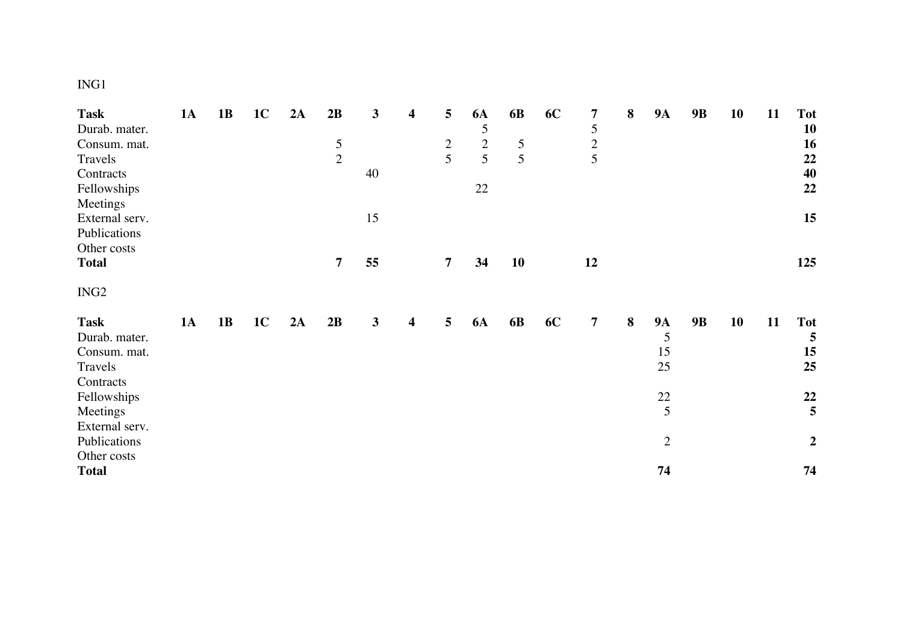ING1

| **Task** | **1A** | **1B** | **1C** | **2A** | **2B** | **3** | **4** | **5** | **6A** | **6B** | **6C** | **7** | **8** | **9A** | **9B** | **10** | **11** | **Tot** |
|---|---|---|---|---|---|---|---|---|---|---|---|---|---|---|---|---|---|---|
| Durab. mater. | | | | | | | | | 5 | | | 5 | | | | | | **10** |
| Consum. mat. | | | | | 5 | | | 2 | 2 | 5 | | 2 | | | | | | **16** |
| Travels | | | | | 2 | | | 5 | 5 | 5 | | 5 | | | | | | **22** |
| Contracts | | | | | | 40 | | | | | | | | | | | | **40** |
| Fellowships | | | | | | | | | 22 | | | | | | | | | **22** |
| Meetings | | | | | | | | | | | | | | | | | | |
| External serv. | | | | | | 15 | | | | | | | | | | | | **15** |
| Publications | | | | | | | | | | | | | | | | | | |
| Other costs | | | | | | | | | | | | | | | | | | |
| **Total** | | | | | **7** | **55** | | **7** | **34** | **10** | | **12** | | | | | | **125** |

ING2

| **Task** | **1A** | **1B** | **1C** | **2A** | **2B** | **3** | **4** | **5** | **6A** | **6B** | **6C** | **7** | **8** | **9A** | **9B** | **10** | **11** | **Tot** |
|---|---|---|---|---|---|---|---|---|---|---|---|---|---|---|---|---|---|---|
| Durab. mater. | | | | | | | | | | | | | | 5 | | | | **5** |
| Consum. mat. | | | | | | | | | | | | | | 15 | | | | **15** |
| Travels | | | | | | | | | | | | | | 25 | | | | **25** |
| Contracts | | | | | | | | | | | | | | | | | | |
| Fellowships | | | | | | | | | | | | | | 22 | | | | **22** |
| Meetings | | | | | | | | | | | | | | 5 | | | | **5** |
| External serv. | | | | | | | | | | | | | | | | | | |
| Publications | | | | | | | | | | | | | | 2 | | | | **2** |
| Other costs | | | | | | | | | | | | | | | | | | |
| **Total** | | | | | | | | | | | | | | **74** | | | | **74** |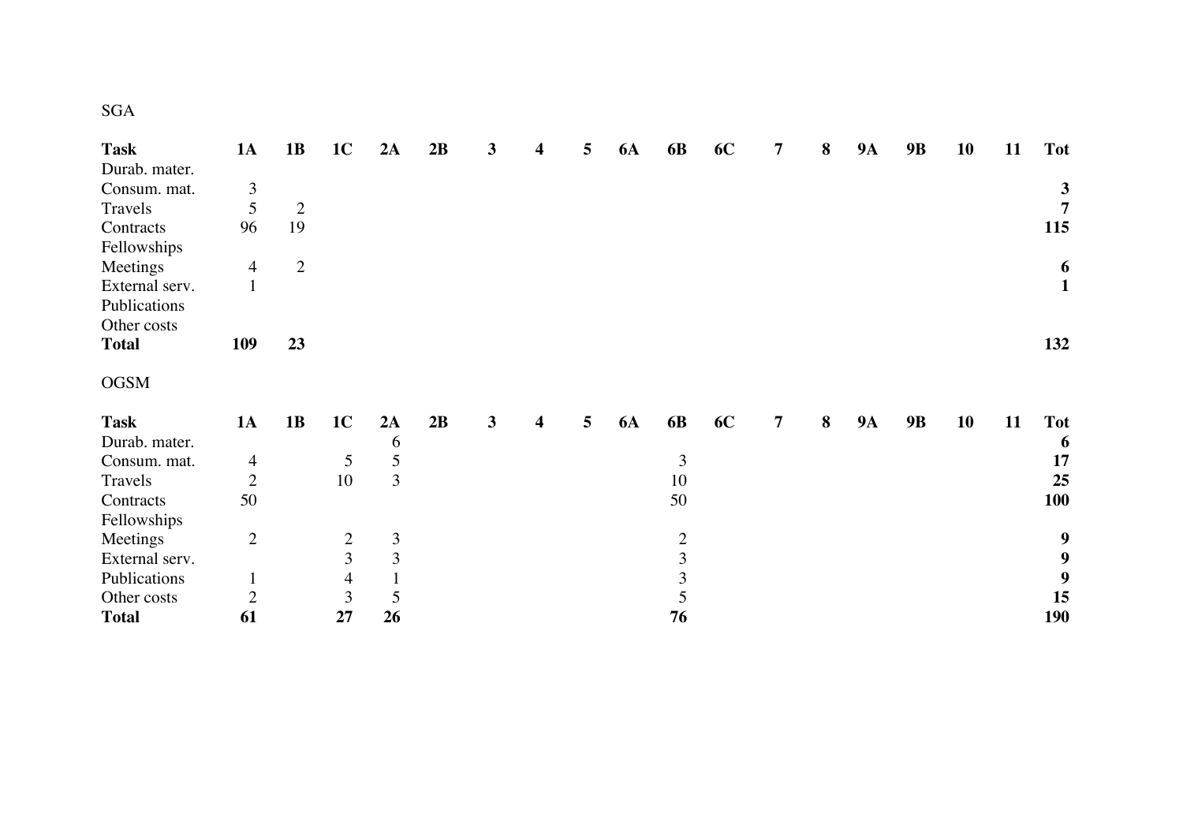SGA

| **Task** | **1A** | **1B** | **1C** | **2A** | **2B** | **3** | **4** | **5** | **6A** | **6B** | **6C** | **7** | **8** | **9A** | **9B** | **10** | **11** | **Tot** |
|---|---|---|---|---|---|---|---|---|---|---|---|---|---|---|---|---|---|---|
| Durab. mater. | | | | | | | | | | | | | | | | | | |
| Consum. mat. | 3 | | | | | | | | | | | | | | | | | **3** |
| Travels | 5 | 2 | | | | | | | | | | | | | | | | **7** |
| Contracts | 96 | 19 | | | | | | | | | | | | | | | | **115** |
| Fellowships | | | | | | | | | | | | | | | | | | |
| Meetings | 4 | 2 | | | | | | | | | | | | | | | | **6** |
| External serv. | 1 | | | | | | | | | | | | | | | | | **1** |
| Publications | | | | | | | | | | | | | | | | | | |
| Other costs | | | | | | | | | | | | | | | | | | |
| **Total** | **109** | **23** | | | | | | | | | | | | | | | | **132** |

OGSM

| **Task** | **1A** | **1B** | **1C** | **2A** | **2B** | **3** | **4** | **5** | **6A** | **6B** | **6C** | **7** | **8** | **9A** | **9B** | **10** | **11** | **Tot** |
|---|---|---|---|---|---|---|---|---|---|---|---|---|---|---|---|---|---|---|
| Durab. mater. | | | | 6 | | | | | | | | | | | | | | **6** |
| Consum. mat. | 4 | | 5 | 5 | | | | | | 3 | | | | | | | | **17** |
| Travels | 2 | | 10 | 3 | | | | | | 10 | | | | | | | | **25** |
| Contracts | 50 | | | | | | | | | 50 | | | | | | | | **100** |
| Fellowships | | | | | | | | | | | | | | | | | | |
| Meetings | 2 | | 2 | 3 | | | | | | 2 | | | | | | | | **9** |
| External serv. | | | 3 | 3 | | | | | | 3 | | | | | | | | **9** |
| Publications | 1 | | 4 | 1 | | | | | | 3 | | | | | | | | **9** |
| Other costs | 2 | | 3 | 5 | | | | | | 5 | | | | | | | | **15** |
| **Total** | **61** | | **27** | **26** | | | | | | **76** | | | | | | | | **190** |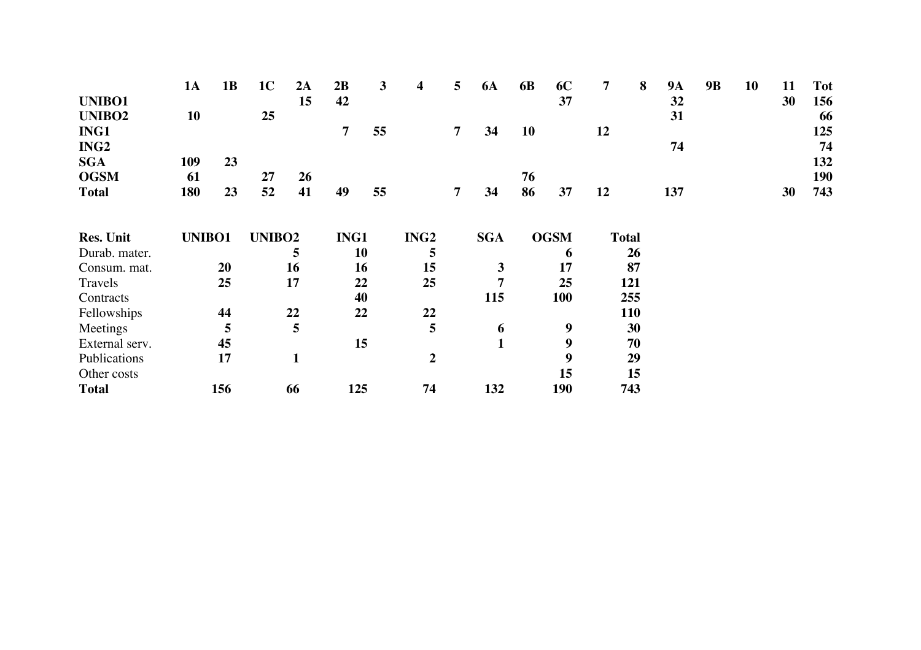| | 1A | 1B | 1C | 2A | 2B | 3 | 4 | 5 | 6A | 6B | 6C | 7 | 8 | 9A | 9B | 10 | 11 | Tot |
|---|---|---|---|---|---|---|---|---|---|---|---|---|---|---|---|---|---|---|
| **UNIBO1** | | | | 15 | 42 | | | | | | 37 | | | 32 | | | 30 | 156 |
| **UNIBO2** | 10 | | 25 | | | | | | | | | | | 31 | | | | 66 |
| **ING1** | | | | | 7 | 55 | | 7 | 34 | 10 | | 12 | | | | | | 125 |
| **ING2** | | | | | | | | | | | | | | 74 | | | | 74 |
| **SGA** | 109 | 23 | | | | | | | | | | | | | | | | 132 |
| **OGSM** | 61 | | 27 | 26 | | | | | | 76 | | | | | | | | 190 |
| **Total** | 180 | 23 | 52 | 41 | 49 | 55 | | 7 | 34 | 86 | 37 | 12 | | 137 | | | 30 | 743 |

| **Res. Unit** | **UNIBO1** | **UNIBO2** | **ING1** | **ING2** | **SGA** | **OGSM** | **Total** |
|---|---|---|---|---|---|---|---|
| Durab. mater. | | 5 | 10 | 5 | | 6 | 26 |
| Consum. mat. | 20 | 16 | 16 | 15 | 3 | 17 | 87 |
| Travels | 25 | 17 | 22 | 25 | 7 | 25 | 121 |
| Contracts | | | 40 | | 115 | 100 | 255 |
| Fellowships | 44 | 22 | 22 | 22 | | | 110 |
| Meetings | 5 | 5 | | 5 | 6 | 9 | 30 |
| External serv. | 45 | | 15 | | 1 | 9 | 70 |
| Publications | 17 | 1 | | 2 | | 9 | 29 |
| Other costs | | | | | | 15 | 15 |
| **Total** | 156 | 66 | 125 | 74 | 132 | 190 | 743 |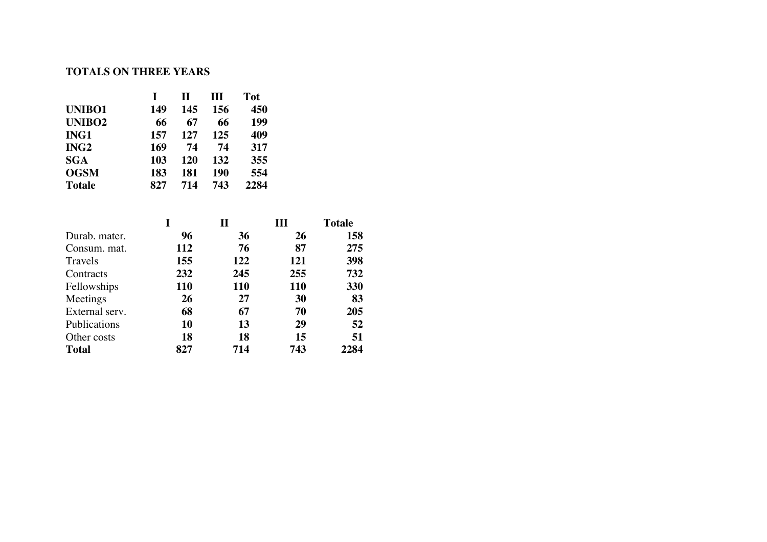**TOTALS ON THREE YEARS**

| | I | II | III | Tot |
|---|---|---|---|---|
| **UNIBO1** | **149** | **145** | **156** | **450** |
| **UNIBO2** | **66** | **67** | **66** | **199** |
| **ING1** | **157** | **127** | **125** | **409** |
| **ING2** | **169** | **74** | **74** | **317** |
| **SGA** | **103** | **120** | **132** | **355** |
| **OGSM** | **183** | **181** | **190** | **554** |
| **Totale** | **827** | **714** | **743** | **2284** |

| | I | II | III | Totale |
|---|---|---|---|---|
| Durab. mater. | **96** | **36** | **26** | **158** |
| Consum. mat. | **112** | **76** | **87** | **275** |
| Travels | **155** | **122** | **121** | **398** |
| Contracts | **232** | **245** | **255** | **732** |
| Fellowships | **110** | **110** | **110** | **330** |
| Meetings | **26** | **27** | **30** | **83** |
| External serv. | **68** | **67** | **70** | **205** |
| Publications | **10** | **13** | **29** | **52** |
| Other costs | **18** | **18** | **15** | **51** |
| **Total** | **827** | **714** | **743** | **2284** |